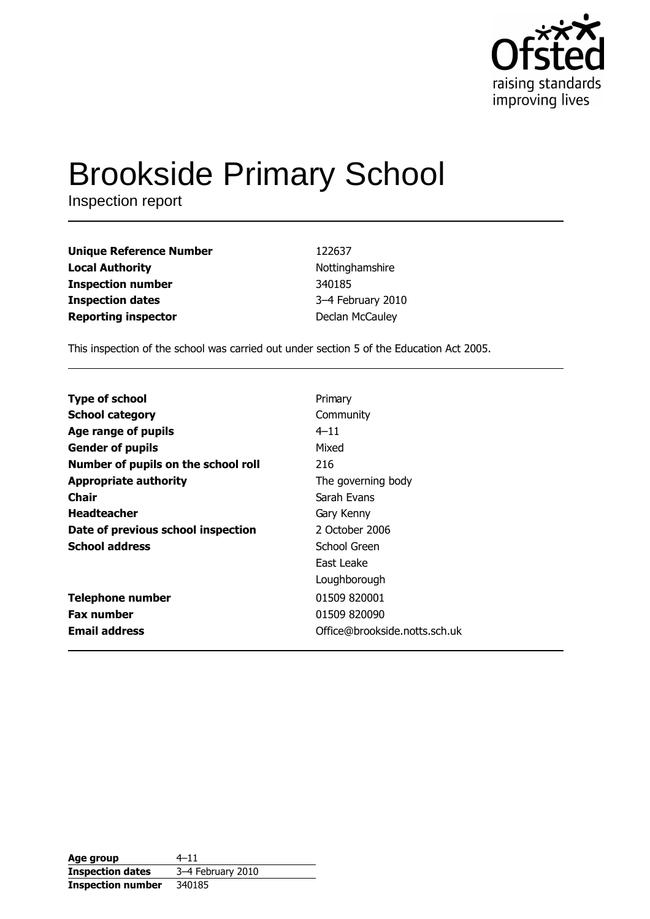Ofsted
raising standards
improving lives

# Brookside Primary School

Inspection report

| | |
|---|---|
| **Unique Reference Number** | 122637 |
| **Local Authority** | Nottinghamshire |
| **Inspection number** | 340185 |
| **Inspection dates** | 3–4 February 2010 |
| **Reporting inspector** | Declan McCauley |

This inspection of the school was carried out under section 5 of the Education Act 2005.

| | |
|---|---|
| **Type of school** | Primary |
| **School category** | Community |
| **Age range of pupils** | 4–11 |
| **Gender of pupils** | Mixed |
| **Number of pupils on the school roll** | 216 |
| **Appropriate authority** | The governing body |
| **Chair** | Sarah Evans |
| **Headteacher** | Gary Kenny |
| **Date of previous school inspection** | 2 October 2006 |
| **School address** | School Green<br>East Leake<br>Loughborough |
| **Telephone number** | 01509 820001 |
| **Fax number** | 01509 820090 |
| **Email address** | Office@brookside.notts.sch.uk |

| | |
|---|---|
| **Age group** | 4–11 |
| **Inspection dates** | 3–4 February 2010 |
| **Inspection number** | 340185 |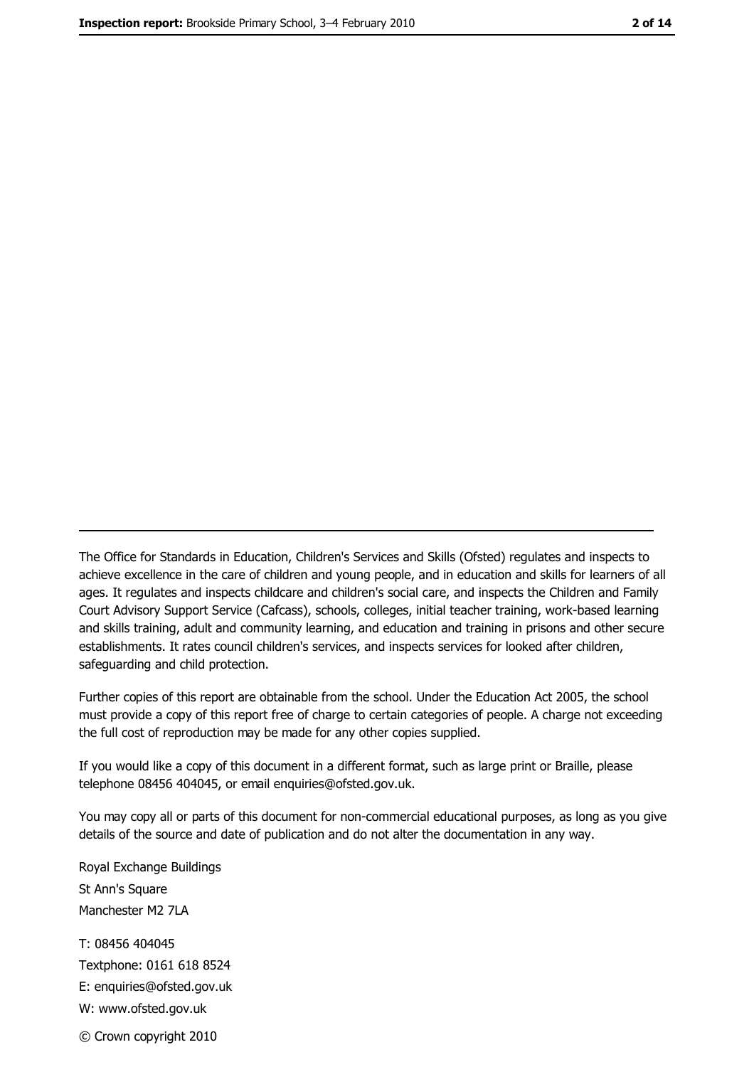---

The Office for Standards in Education, Children's Services and Skills (Ofsted) regulates and inspects to achieve excellence in the care of children and young people, and in education and skills for learners of all ages. It regulates and inspects childcare and children's social care, and inspects the Children and Family Court Advisory Support Service (Cafcass), schools, colleges, initial teacher training, work-based learning and skills training, adult and community learning, and education and training in prisons and other secure establishments. It rates council children's services, and inspects services for looked after children, safeguarding and child protection.

Further copies of this report are obtainable from the school. Under the Education Act 2005, the school must provide a copy of this report free of charge to certain categories of people. A charge not exceeding the full cost of reproduction may be made for any other copies supplied.

If you would like a copy of this document in a different format, such as large print or Braille, please telephone 08456 404045, or email enquiries@ofsted.gov.uk.

You may copy all or parts of this document for non-commercial educational purposes, as long as you give details of the source and date of publication and do not alter the documentation in any way.

Royal Exchange Buildings
St Ann's Square
Manchester M2 7LA

T: 08456 404045
Textphone: 0161 618 8524
E: enquiries@ofsted.gov.uk
W: www.ofsted.gov.uk

© Crown copyright 2010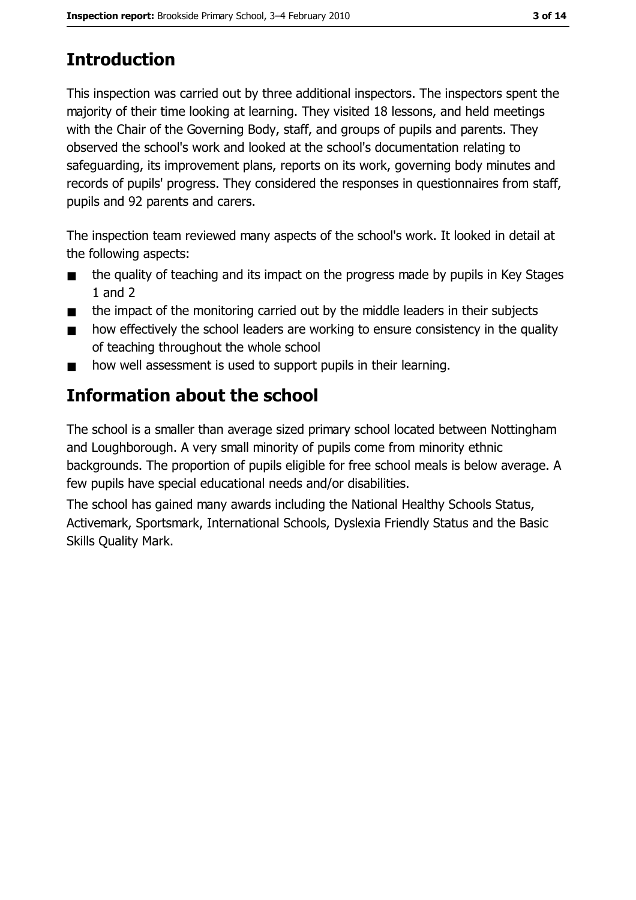## Introduction

This inspection was carried out by three additional inspectors. The inspectors spent the majority of their time looking at learning. They visited 18 lessons, and held meetings with the Chair of the Governing Body, staff, and groups of pupils and parents. They observed the school's work and looked at the school's documentation relating to safeguarding, its improvement plans, reports on its work, governing body minutes and records of pupils' progress. They considered the responses in questionnaires from staff, pupils and 92 parents and carers.

The inspection team reviewed many aspects of the school's work. It looked in detail at the following aspects:

- the quality of teaching and its impact on the progress made by pupils in Key Stages 1 and 2
- the impact of the monitoring carried out by the middle leaders in their subjects
- how effectively the school leaders are working to ensure consistency in the quality of teaching throughout the whole school
- how well assessment is used to support pupils in their learning.

## Information about the school

The school is a smaller than average sized primary school located between Nottingham and Loughborough. A very small minority of pupils come from minority ethnic backgrounds. The proportion of pupils eligible for free school meals is below average. A few pupils have special educational needs and/or disabilities.

The school has gained many awards including the National Healthy Schools Status, Activemark, Sportsmark, International Schools, Dyslexia Friendly Status and the Basic Skills Quality Mark.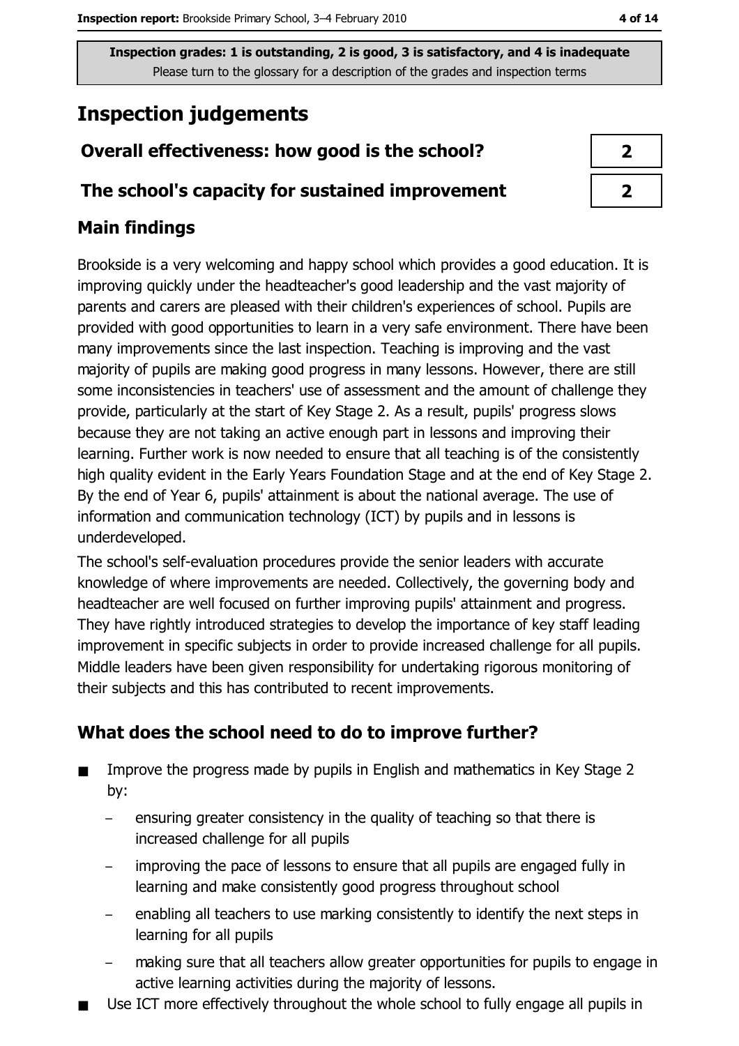Inspection grades: 1 is outstanding, 2 is good, 3 is satisfactory, and 4 is inadequate
Please turn to the glossary for a description of the grades and inspection terms

# Inspection judgements

| | |
|---|---|
| **Overall effectiveness: how good is the school?** | **2** |
| **The school's capacity for sustained improvement** | **2** |

## Main findings

Brookside is a very welcoming and happy school which provides a good education. It is improving quickly under the headteacher's good leadership and the vast majority of parents and carers are pleased with their children's experiences of school. Pupils are provided with good opportunities to learn in a very safe environment. There have been many improvements since the last inspection. Teaching is improving and the vast majority of pupils are making good progress in many lessons. However, there are still some inconsistencies in teachers' use of assessment and the amount of challenge they provide, particularly at the start of Key Stage 2. As a result, pupils' progress slows because they are not taking an active enough part in lessons and improving their learning. Further work is now needed to ensure that all teaching is of the consistently high quality evident in the Early Years Foundation Stage and at the end of Key Stage 2. By the end of Year 6, pupils' attainment is about the national average. The use of information and communication technology (ICT) by pupils and in lessons is underdeveloped.

The school's self-evaluation procedures provide the senior leaders with accurate knowledge of where improvements are needed. Collectively, the governing body and headteacher are well focused on further improving pupils' attainment and progress. They have rightly introduced strategies to develop the importance of key staff leading improvement in specific subjects in order to provide increased challenge for all pupils. Middle leaders have been given responsibility for undertaking rigorous monitoring of their subjects and this has contributed to recent improvements.

## What does the school need to do to improve further?

- Improve the progress made by pupils in English and mathematics in Key Stage 2 by:
  - ensuring greater consistency in the quality of teaching so that there is increased challenge for all pupils
  - improving the pace of lessons to ensure that all pupils are engaged fully in learning and make consistently good progress throughout school
  - enabling all teachers to use marking consistently to identify the next steps in learning for all pupils
  - making sure that all teachers allow greater opportunities for pupils to engage in active learning activities during the majority of lessons.
- Use ICT more effectively throughout the whole school to fully engage all pupils in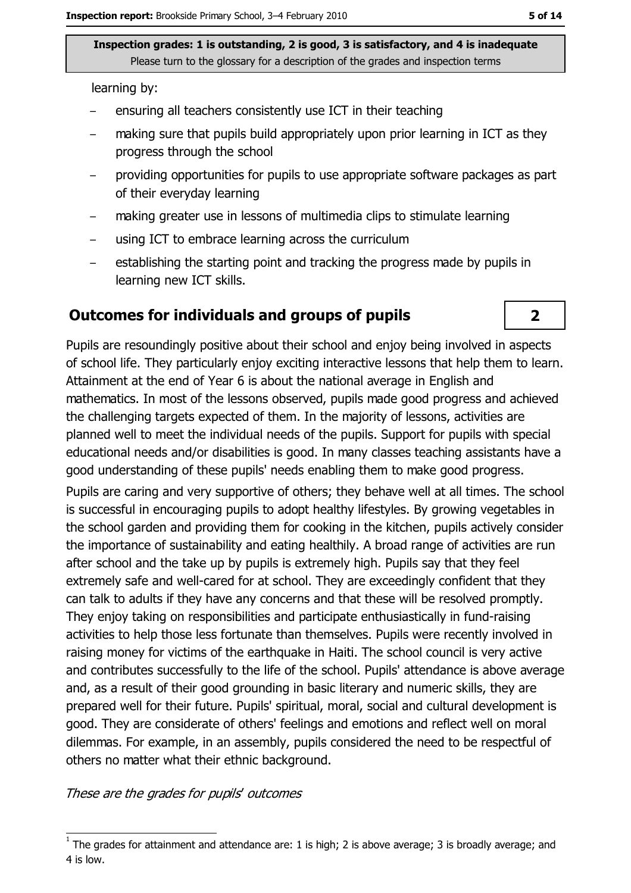**Inspection grades: 1 is outstanding, 2 is good, 3 is satisfactory, and 4 is inadequate**
Please turn to the glossary for a description of the grades and inspection terms

learning by:

- ensuring all teachers consistently use ICT in their teaching
- making sure that pupils build appropriately upon prior learning in ICT as they progress through the school
- providing opportunities for pupils to use appropriate software packages as part of their everyday learning
- making greater use in lessons of multimedia clips to stimulate learning
- using ICT to embrace learning across the curriculum
- establishing the starting point and tracking the progress made by pupils in learning new ICT skills.

## Outcomes for individuals and groups of pupils — 2

Pupils are resoundingly positive about their school and enjoy being involved in aspects of school life. They particularly enjoy exciting interactive lessons that help them to learn. Attainment at the end of Year 6 is about the national average in English and mathematics. In most of the lessons observed, pupils made good progress and achieved the challenging targets expected of them. In the majority of lessons, activities are planned well to meet the individual needs of the pupils. Support for pupils with special educational needs and/or disabilities is good. In many classes teaching assistants have a good understanding of these pupils' needs enabling them to make good progress.

Pupils are caring and very supportive of others; they behave well at all times. The school is successful in encouraging pupils to adopt healthy lifestyles. By growing vegetables in the school garden and providing them for cooking in the kitchen, pupils actively consider the importance of sustainability and eating healthily. A broad range of activities are run after school and the take up by pupils is extremely high. Pupils say that they feel extremely safe and well-cared for at school. They are exceedingly confident that they can talk to adults if they have any concerns and that these will be resolved promptly. They enjoy taking on responsibilities and participate enthusiastically in fund-raising activities to help those less fortunate than themselves. Pupils were recently involved in raising money for victims of the earthquake in Haiti. The school council is very active and contributes successfully to the life of the school. Pupils' attendance is above average and, as a result of their good grounding in basic literary and numeric skills, they are prepared well for their future. Pupils' spiritual, moral, social and cultural development is good. They are considerate of others' feelings and emotions and reflect well on moral dilemmas. For example, in an assembly, pupils considered the need to be respectful of others no matter what their ethnic background.

*These are the grades for pupils' outcomes*

[1] The grades for attainment and attendance are: 1 is high; 2 is above average; 3 is broadly average; and 4 is low.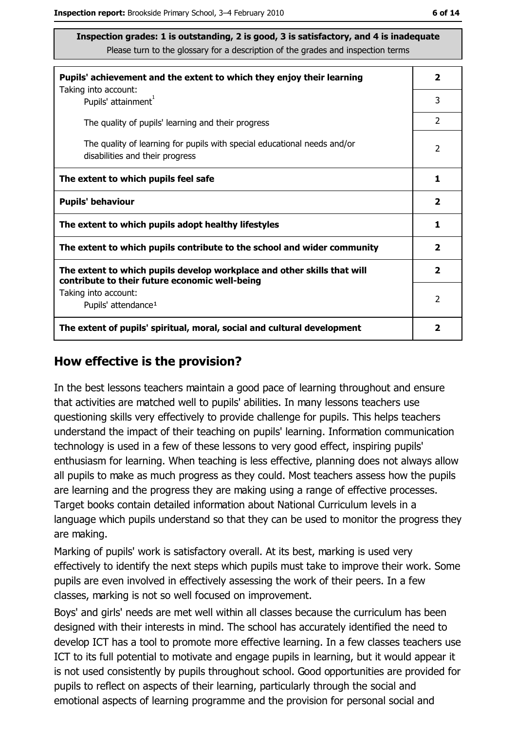**Inspection grades: 1 is outstanding, 2 is good, 3 is satisfactory, and 4 is inadequate**
Please turn to the glossary for a description of the grades and inspection terms

| | |
|---|---|
| **Pupils' achievement and the extent to which they enjoy their learning** | **2** |
| Taking into account: Pupils' attainment[1] | 3 |
| The quality of pupils' learning and their progress | 2 |
| The quality of learning for pupils with special educational needs and/or disabilities and their progress | 2 |
| **The extent to which pupils feel safe** | **1** |
| **Pupils' behaviour** | **2** |
| **The extent to which pupils adopt healthy lifestyles** | **1** |
| **The extent to which pupils contribute to the school and wider community** | **2** |
| **The extent to which pupils develop workplace and other skills that will contribute to their future economic well-being** | **2** |
| Taking into account: Pupils' attendance[1] | 2 |
| **The extent of pupils' spiritual, moral, social and cultural development** | **2** |

## How effective is the provision?

In the best lessons teachers maintain a good pace of learning throughout and ensure that activities are matched well to pupils' abilities. In many lessons teachers use questioning skills very effectively to provide challenge for pupils. This helps teachers understand the impact of their teaching on pupils' learning. Information communication technology is used in a few of these lessons to very good effect, inspiring pupils' enthusiasm for learning. When teaching is less effective, planning does not always allow all pupils to make as much progress as they could. Most teachers assess how the pupils are learning and the progress they are making using a range of effective processes. Target books contain detailed information about National Curriculum levels in a language which pupils understand so that they can be used to monitor the progress they are making.

Marking of pupils' work is satisfactory overall. At its best, marking is used very effectively to identify the next steps which pupils must take to improve their work. Some pupils are even involved in effectively assessing the work of their peers. In a few classes, marking is not so well focused on improvement.

Boys' and girls' needs are met well within all classes because the curriculum has been designed with their interests in mind. The school has accurately identified the need to develop ICT has a tool to promote more effective learning. In a few classes teachers use ICT to its full potential to motivate and engage pupils in learning, but it would appear it is not used consistently by pupils throughout school. Good opportunities are provided for pupils to reflect on aspects of their learning, particularly through the social and emotional aspects of learning programme and the provision for personal social and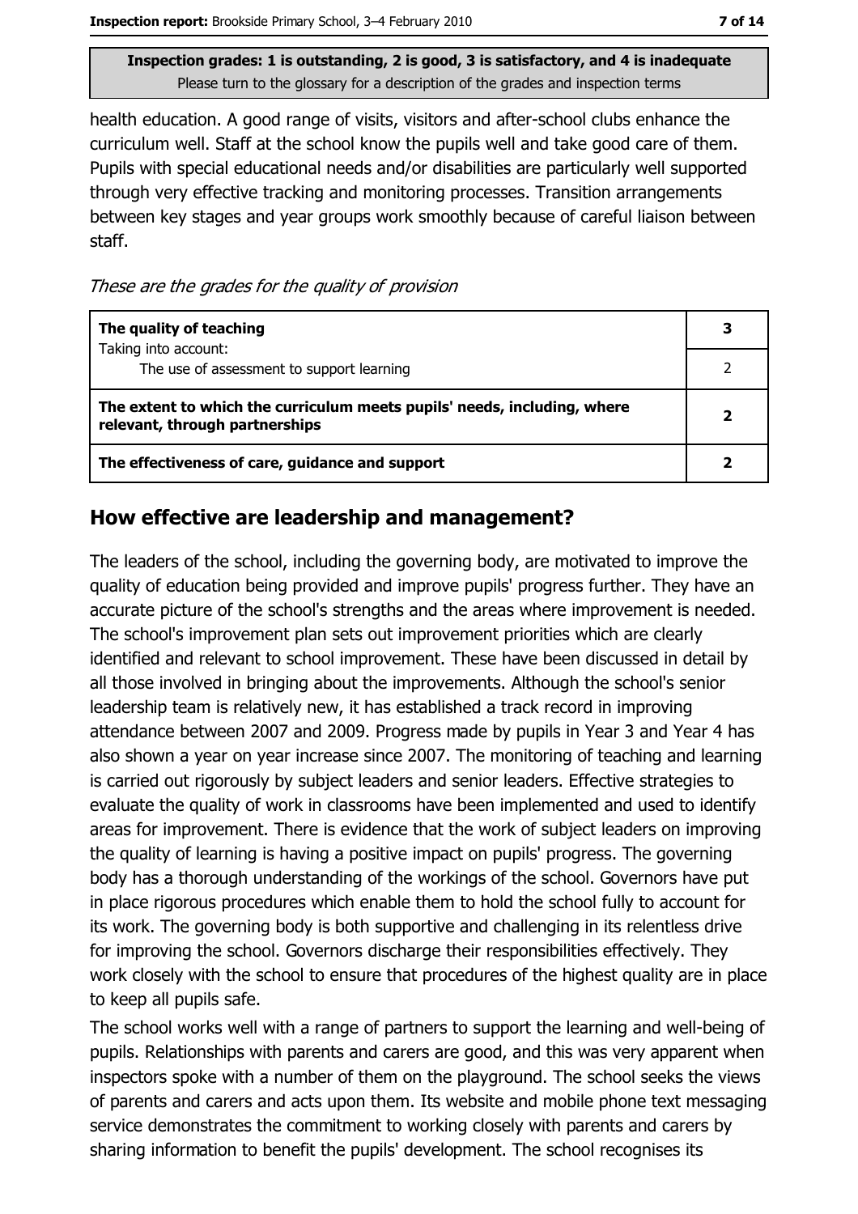**Inspection grades: 1 is outstanding, 2 is good, 3 is satisfactory, and 4 is inadequate**
Please turn to the glossary for a description of the grades and inspection terms

health education. A good range of visits, visitors and after-school clubs enhance the curriculum well. Staff at the school know the pupils well and take good care of them. Pupils with special educational needs and/or disabilities are particularly well supported through very effective tracking and monitoring processes. Transition arrangements between key stages and year groups work smoothly because of careful liaison between staff.

*These are the grades for the quality of provision*

| | |
|---|---|
| **The quality of teaching** | **3** |
| Taking into account: The use of assessment to support learning | 2 |
| **The extent to which the curriculum meets pupils' needs, including, where relevant, through partnerships** | **2** |
| **The effectiveness of care, guidance and support** | **2** |

## How effective are leadership and management?

The leaders of the school, including the governing body, are motivated to improve the quality of education being provided and improve pupils' progress further. They have an accurate picture of the school's strengths and the areas where improvement is needed. The school's improvement plan sets out improvement priorities which are clearly identified and relevant to school improvement. These have been discussed in detail by all those involved in bringing about the improvements. Although the school's senior leadership team is relatively new, it has established a track record in improving attendance between 2007 and 2009. Progress made by pupils in Year 3 and Year 4 has also shown a year on year increase since 2007. The monitoring of teaching and learning is carried out rigorously by subject leaders and senior leaders. Effective strategies to evaluate the quality of work in classrooms have been implemented and used to identify areas for improvement. There is evidence that the work of subject leaders on improving the quality of learning is having a positive impact on pupils' progress. The governing body has a thorough understanding of the workings of the school. Governors have put in place rigorous procedures which enable them to hold the school fully to account for its work. The governing body is both supportive and challenging in its relentless drive for improving the school. Governors discharge their responsibilities effectively. They work closely with the school to ensure that procedures of the highest quality are in place to keep all pupils safe.

The school works well with a range of partners to support the learning and well-being of pupils. Relationships with parents and carers are good, and this was very apparent when inspectors spoke with a number of them on the playground. The school seeks the views of parents and carers and acts upon them. Its website and mobile phone text messaging service demonstrates the commitment to working closely with parents and carers by sharing information to benefit the pupils' development. The school recognises its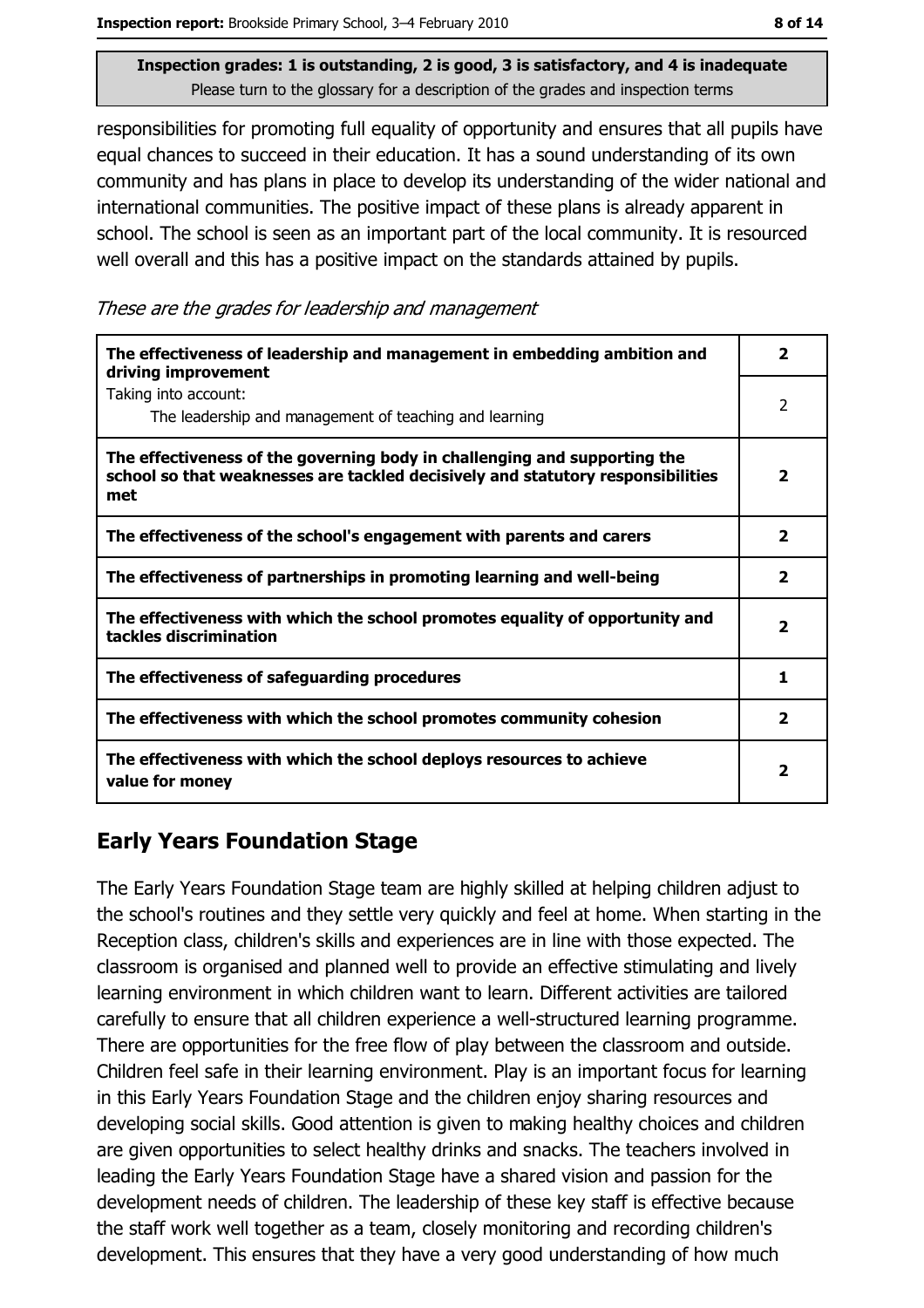**Inspection grades: 1 is outstanding, 2 is good, 3 is satisfactory, and 4 is inadequate**
Please turn to the glossary for a description of the grades and inspection terms

responsibilities for promoting full equality of opportunity and ensures that all pupils have equal chances to succeed in their education. It has a sound understanding of its own community and has plans in place to develop its understanding of the wider national and international communities. The positive impact of these plans is already apparent in school. The school is seen as an important part of the local community. It is resourced well overall and this has a positive impact on the standards attained by pupils.

*These are the grades for leadership and management*

| | |
|---|---|
| **The effectiveness of leadership and management in embedding ambition and driving improvement** | **2** |
| Taking into account: The leadership and management of teaching and learning | 2 |
| **The effectiveness of the governing body in challenging and supporting the school so that weaknesses are tackled decisively and statutory responsibilities met** | **2** |
| **The effectiveness of the school's engagement with parents and carers** | **2** |
| **The effectiveness of partnerships in promoting learning and well-being** | **2** |
| **The effectiveness with which the school promotes equality of opportunity and tackles discrimination** | **2** |
| **The effectiveness of safeguarding procedures** | **1** |
| **The effectiveness with which the school promotes community cohesion** | **2** |
| **The effectiveness with which the school deploys resources to achieve value for money** | **2** |

## Early Years Foundation Stage

The Early Years Foundation Stage team are highly skilled at helping children adjust to the school's routines and they settle very quickly and feel at home. When starting in the Reception class, children's skills and experiences are in line with those expected. The classroom is organised and planned well to provide an effective stimulating and lively learning environment in which children want to learn. Different activities are tailored carefully to ensure that all children experience a well-structured learning programme. There are opportunities for the free flow of play between the classroom and outside. Children feel safe in their learning environment. Play is an important focus for learning in this Early Years Foundation Stage and the children enjoy sharing resources and developing social skills. Good attention is given to making healthy choices and children are given opportunities to select healthy drinks and snacks. The teachers involved in leading the Early Years Foundation Stage have a shared vision and passion for the development needs of children. The leadership of these key staff is effective because the staff work well together as a team, closely monitoring and recording children's development. This ensures that they have a very good understanding of how much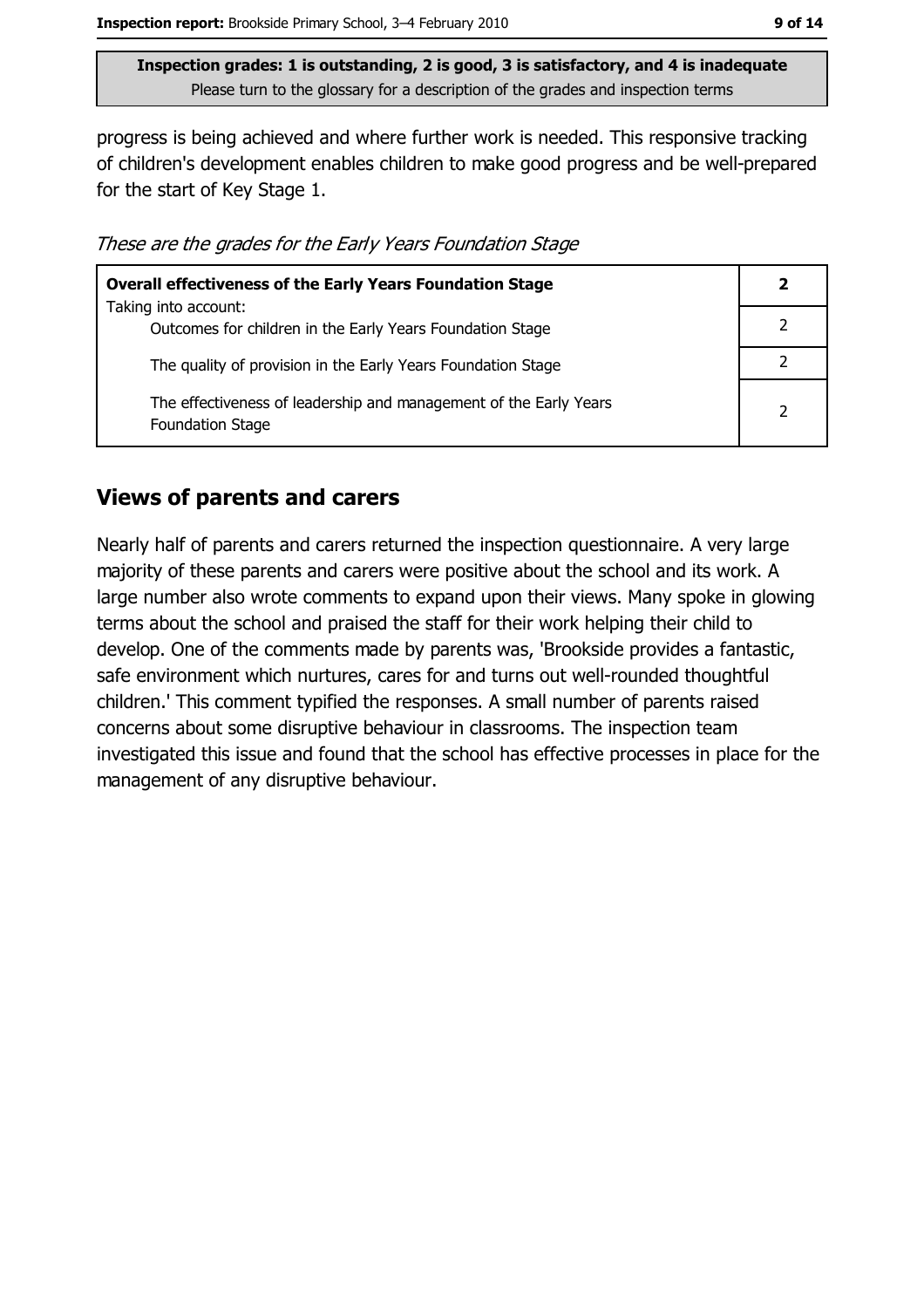progress is being achieved and where further work is needed. This responsive tracking of children's development enables children to make good progress and be well-prepared for the start of Key Stage 1.

*These are the grades for the Early Years Foundation Stage*

| **Overall effectiveness of the Early Years Foundation Stage** Taking into account: | **2** |
|---|---|
| Outcomes for children in the Early Years Foundation Stage | 2 |
| The quality of provision in the Early Years Foundation Stage | 2 |
| The effectiveness of leadership and management of the Early Years Foundation Stage | 2 |

## Views of parents and carers

Nearly half of parents and carers returned the inspection questionnaire. A very large majority of these parents and carers were positive about the school and its work. A large number also wrote comments to expand upon their views. Many spoke in glowing terms about the school and praised the staff for their work helping their child to develop. One of the comments made by parents was, 'Brookside provides a fantastic, safe environment which nurtures, cares for and turns out well-rounded thoughtful children.' This comment typified the responses. A small number of parents raised concerns about some disruptive behaviour in classrooms. The inspection team investigated this issue and found that the school has effective processes in place for the management of any disruptive behaviour.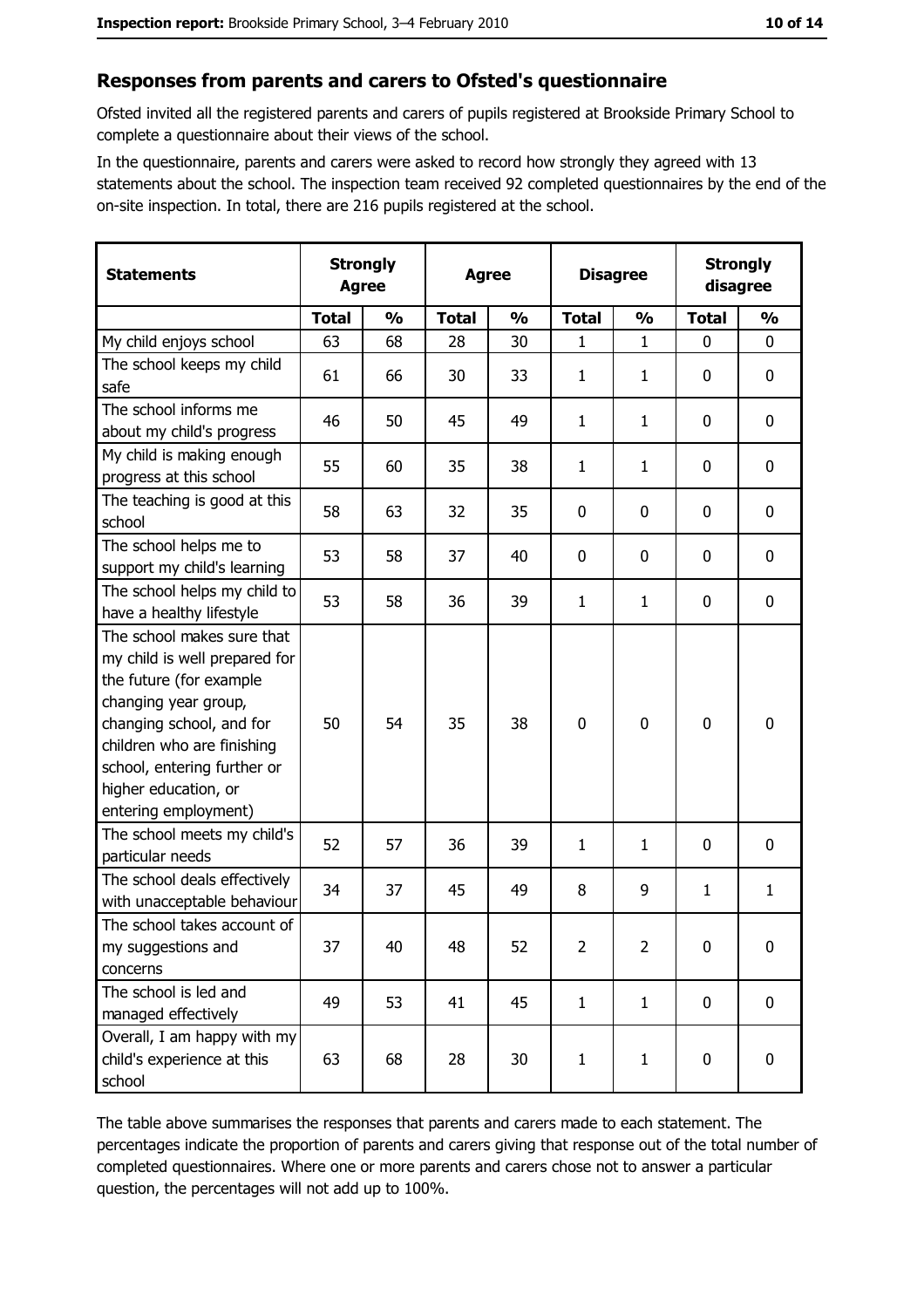## Responses from parents and carers to Ofsted's questionnaire

Ofsted invited all the registered parents and carers of pupils registered at Brookside Primary School to complete a questionnaire about their views of the school.

In the questionnaire, parents and carers were asked to record how strongly they agreed with 13 statements about the school. The inspection team received 92 completed questionnaires by the end of the on-site inspection. In total, there are 216 pupils registered at the school.

| Statements | Strongly Agree | | Agree | | Disagree | | Strongly disagree | |
|---|---|---|---|---|---|---|---|---|
| | Total | % | Total | % | Total | % | Total | % |
| My child enjoys school | 63 | 68 | 28 | 30 | 1 | 1 | 0 | 0 |
| The school keeps my child safe | 61 | 66 | 30 | 33 | 1 | 1 | 0 | 0 |
| The school informs me about my child's progress | 46 | 50 | 45 | 49 | 1 | 1 | 0 | 0 |
| My child is making enough progress at this school | 55 | 60 | 35 | 38 | 1 | 1 | 0 | 0 |
| The teaching is good at this school | 58 | 63 | 32 | 35 | 0 | 0 | 0 | 0 |
| The school helps me to support my child's learning | 53 | 58 | 37 | 40 | 0 | 0 | 0 | 0 |
| The school helps my child to have a healthy lifestyle | 53 | 58 | 36 | 39 | 1 | 1 | 0 | 0 |
| The school makes sure that my child is well prepared for the future (for example changing year group, changing school, and for children who are finishing school, entering further or higher education, or entering employment) | 50 | 54 | 35 | 38 | 0 | 0 | 0 | 0 |
| The school meets my child's particular needs | 52 | 57 | 36 | 39 | 1 | 1 | 0 | 0 |
| The school deals effectively with unacceptable behaviour | 34 | 37 | 45 | 49 | 8 | 9 | 1 | 1 |
| The school takes account of my suggestions and concerns | 37 | 40 | 48 | 52 | 2 | 2 | 0 | 0 |
| The school is led and managed effectively | 49 | 53 | 41 | 45 | 1 | 1 | 0 | 0 |
| Overall, I am happy with my child's experience at this school | 63 | 68 | 28 | 30 | 1 | 1 | 0 | 0 |

The table above summarises the responses that parents and carers made to each statement. The percentages indicate the proportion of parents and carers giving that response out of the total number of completed questionnaires. Where one or more parents and carers chose not to answer a particular question, the percentages will not add up to 100%.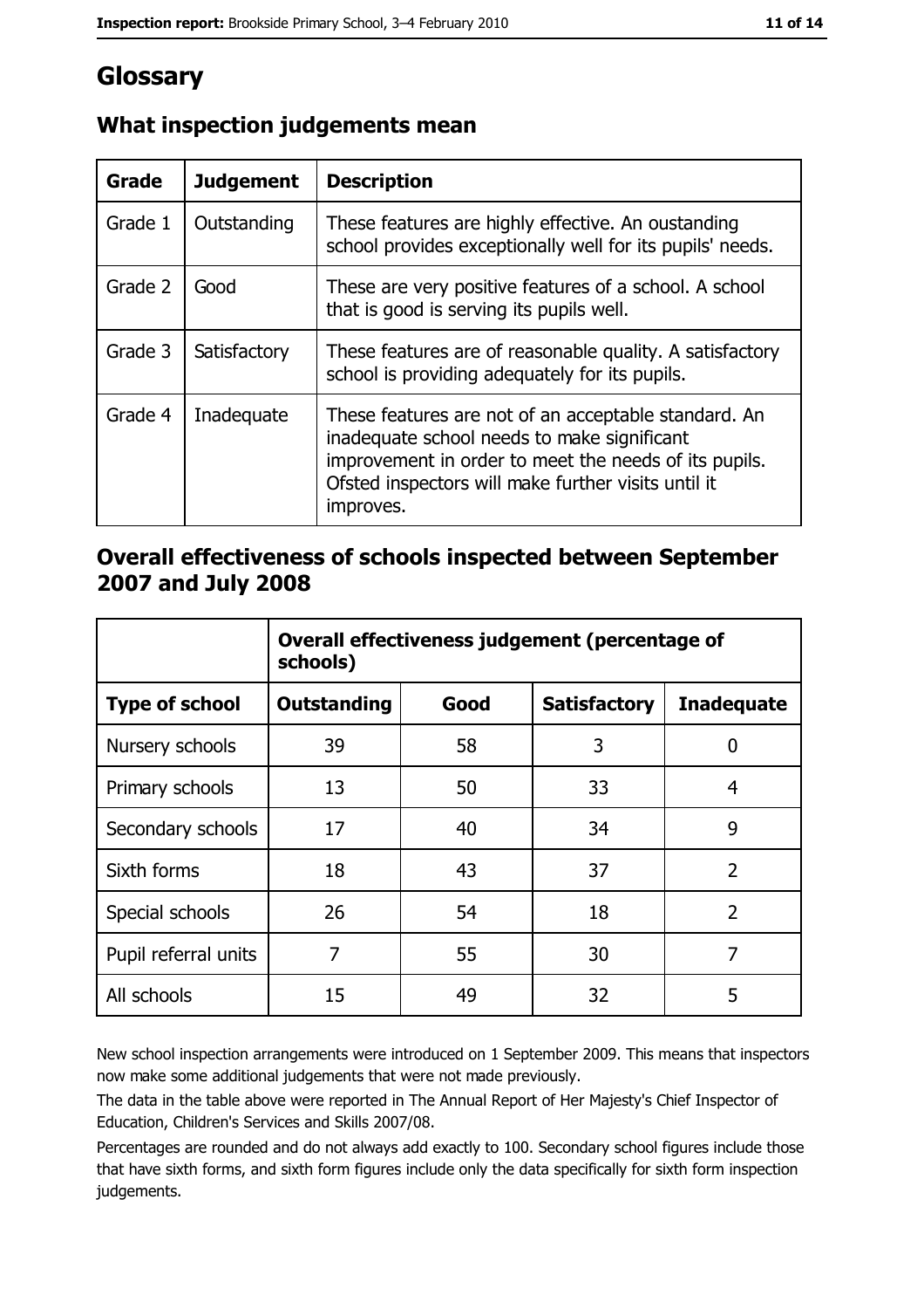# Glossary

## What inspection judgements mean

| Grade | Judgement | Description |
|---|---|---|
| Grade 1 | Outstanding | These features are highly effective. An oustanding school provides exceptionally well for its pupils' needs. |
| Grade 2 | Good | These are very positive features of a school. A school that is good is serving its pupils well. |
| Grade 3 | Satisfactory | These features are of reasonable quality. A satisfactory school is providing adequately for its pupils. |
| Grade 4 | Inadequate | These features are not of an acceptable standard. An inadequate school needs to make significant improvement in order to meet the needs of its pupils. Ofsted inspectors will make further visits until it improves. |

## Overall effectiveness of schools inspected between September 2007 and July 2008

| | Overall effectiveness judgement (percentage of schools) | | | |
|---|---|---|---|---|
| **Type of school** | **Outstanding** | **Good** | **Satisfactory** | **Inadequate** |
| Nursery schools | 39 | 58 | 3 | 0 |
| Primary schools | 13 | 50 | 33 | 4 |
| Secondary schools | 17 | 40 | 34 | 9 |
| Sixth forms | 18 | 43 | 37 | 2 |
| Special schools | 26 | 54 | 18 | 2 |
| Pupil referral units | 7 | 55 | 30 | 7 |
| All schools | 15 | 49 | 32 | 5 |

New school inspection arrangements were introduced on 1 September 2009. This means that inspectors now make some additional judgements that were not made previously.

The data in the table above were reported in The Annual Report of Her Majesty's Chief Inspector of Education, Children's Services and Skills 2007/08.

Percentages are rounded and do not always add exactly to 100. Secondary school figures include those that have sixth forms, and sixth form figures include only the data specifically for sixth form inspection judgements.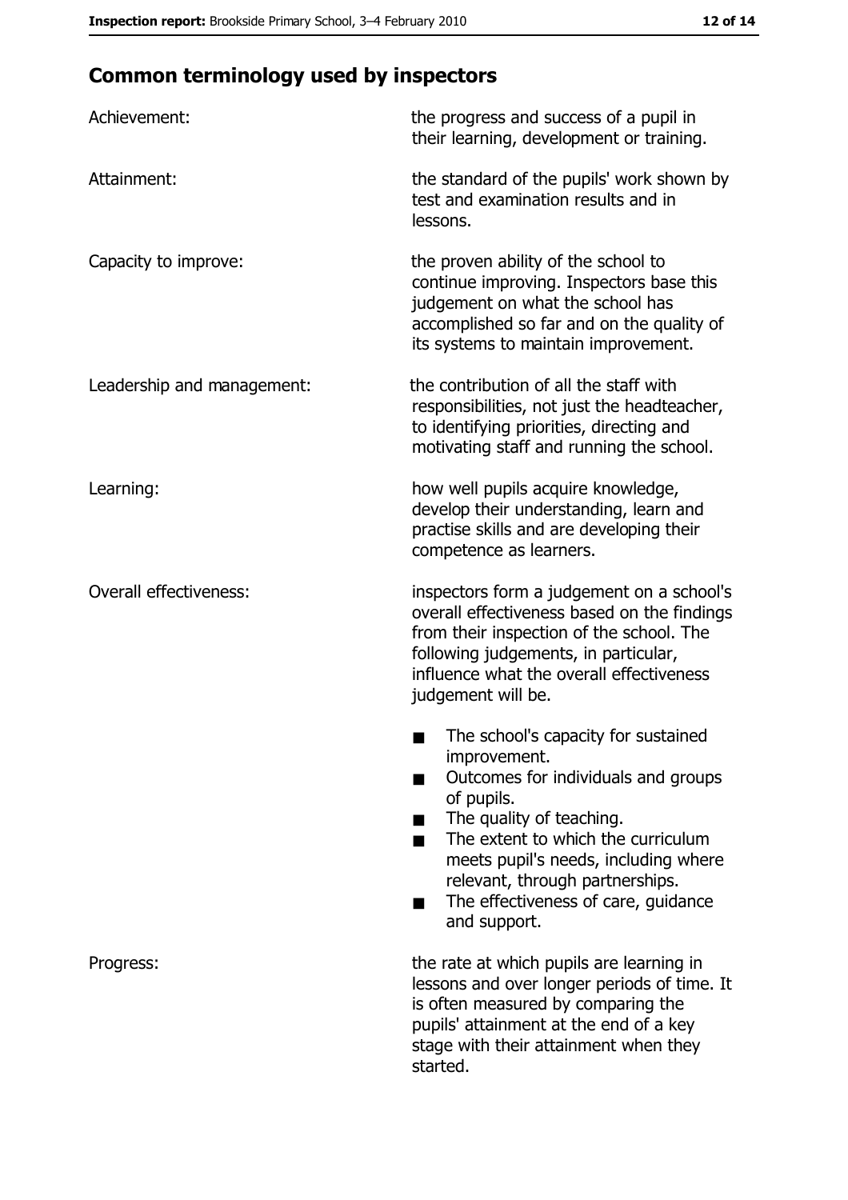## Common terminology used by inspectors

| | |
|---|---|
| Achievement: | the progress and success of a pupil in their learning, development or training. |
| Attainment: | the standard of the pupils' work shown by test and examination results and in lessons. |
| Capacity to improve: | the proven ability of the school to continue improving. Inspectors base this judgement on what the school has accomplished so far and on the quality of its systems to maintain improvement. |
| Leadership and management: | the contribution of all the staff with responsibilities, not just the headteacher, to identifying priorities, directing and motivating staff and running the school. |
| Learning: | how well pupils acquire knowledge, develop their understanding, learn and practise skills and are developing their competence as learners. |
| Overall effectiveness: | inspectors form a judgement on a school's overall effectiveness based on the findings from their inspection of the school. The following judgements, in particular, influence what the overall effectiveness judgement will be.<br>■ The school's capacity for sustained improvement.<br>■ Outcomes for individuals and groups of pupils.<br>■ The quality of teaching.<br>■ The extent to which the curriculum meets pupil's needs, including where relevant, through partnerships.<br>■ The effectiveness of care, guidance and support. |
| Progress: | the rate at which pupils are learning in lessons and over longer periods of time. It is often measured by comparing the pupils' attainment at the end of a key stage with their attainment when they started. |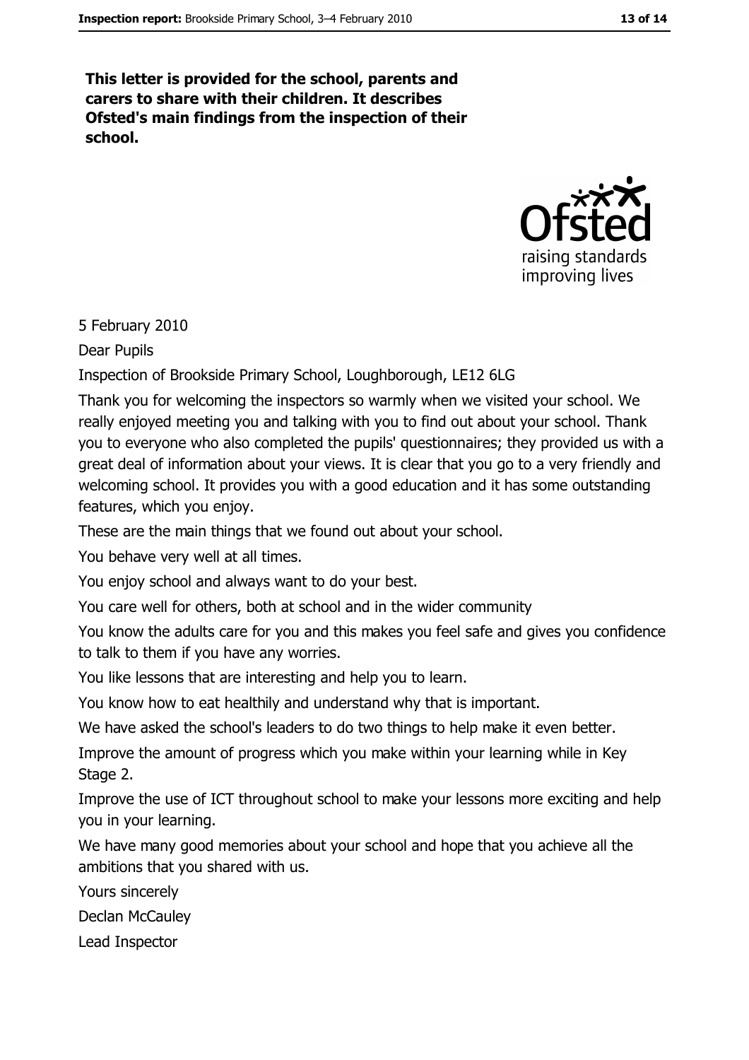**This letter is provided for the school, parents and carers to share with their children. It describes Ofsted's main findings from the inspection of their school.**

5 February 2010

Dear Pupils

Inspection of Brookside Primary School, Loughborough, LE12 6LG

Thank you for welcoming the inspectors so warmly when we visited your school. We really enjoyed meeting you and talking with you to find out about your school. Thank you to everyone who also completed the pupils' questionnaires; they provided us with a great deal of information about your views. It is clear that you go to a very friendly and welcoming school. It provides you with a good education and it has some outstanding features, which you enjoy.

These are the main things that we found out about your school.

You behave very well at all times.

You enjoy school and always want to do your best.

You care well for others, both at school and in the wider community

You know the adults care for you and this makes you feel safe and gives you confidence to talk to them if you have any worries.

You like lessons that are interesting and help you to learn.

You know how to eat healthily and understand why that is important.

We have asked the school's leaders to do two things to help make it even better.

Improve the amount of progress which you make within your learning while in Key Stage 2.

Improve the use of ICT throughout school to make your lessons more exciting and help you in your learning.

We have many good memories about your school and hope that you achieve all the ambitions that you shared with us.

Yours sincerely

Declan McCauley

Lead Inspector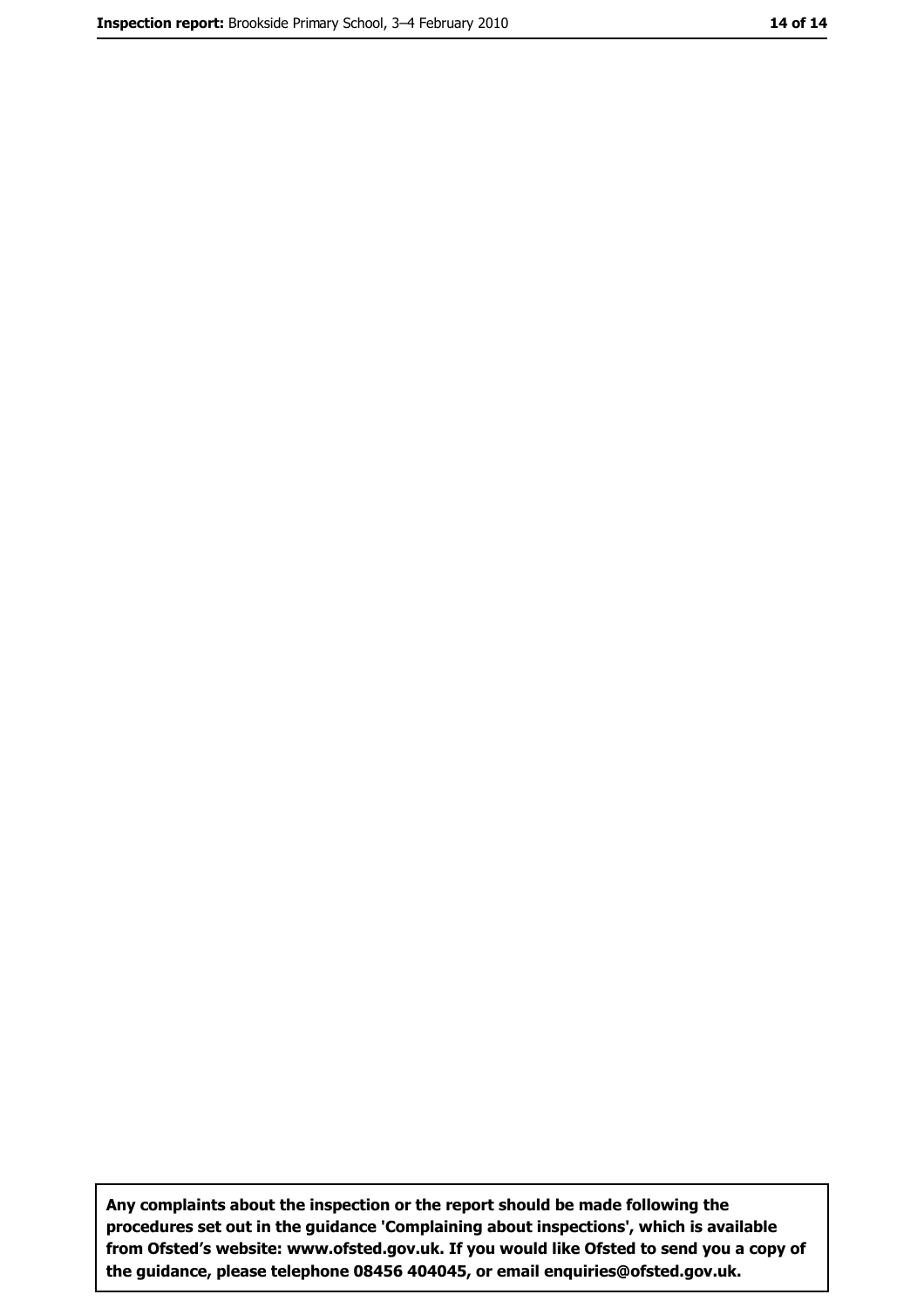**Any complaints about the inspection or the report should be made following the procedures set out in the guidance 'Complaining about inspections', which is available from Ofsted's website: www.ofsted.gov.uk. If you would like Ofsted to send you a copy of the guidance, please telephone 08456 404045, or email enquiries@ofsted.gov.uk.**